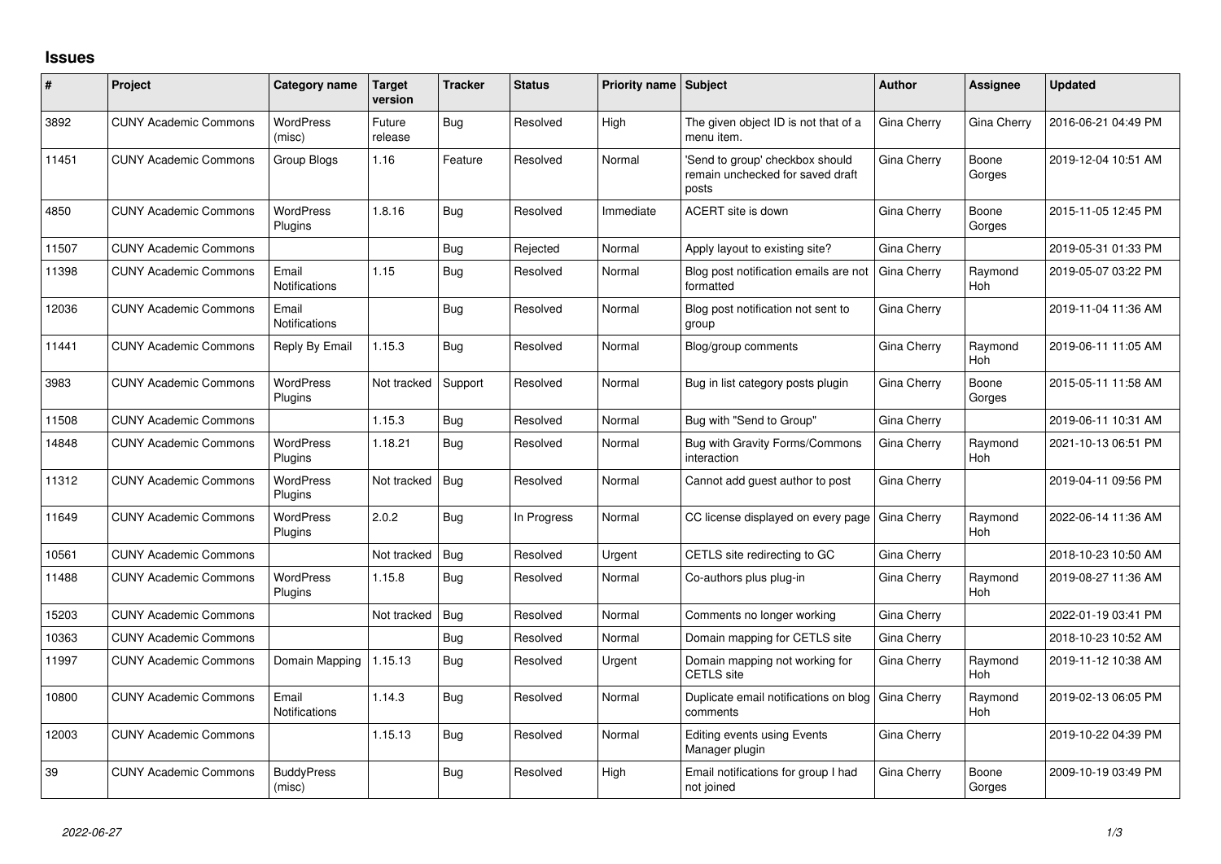# Issues

| # | Project | Category name | Target version | Tracker | Status | Priority name | Subject | Author | Assignee | Updated |
|---|---|---|---|---|---|---|---|---|---|---|
| 3892 | CUNY Academic Commons | WordPress (misc) | Future release | Bug | Resolved | High | The given object ID is not that of a menu item. | Gina Cherry | Gina Cherry | 2016-06-21 04:49 PM |
| 11451 | CUNY Academic Commons | Group Blogs | 1.16 | Feature | Resolved | Normal | 'Send to group' checkbox should remain unchecked for saved draft posts | Gina Cherry | Boone Gorges | 2019-12-04 10:51 AM |
| 4850 | CUNY Academic Commons | WordPress Plugins | 1.8.16 | Bug | Resolved | Immediate | ACERT site is down | Gina Cherry | Boone Gorges | 2015-11-05 12:45 PM |
| 11507 | CUNY Academic Commons | | | Bug | Rejected | Normal | Apply layout to existing site? | Gina Cherry | | 2019-05-31 01:33 PM |
| 11398 | CUNY Academic Commons | Email Notifications | 1.15 | Bug | Resolved | Normal | Blog post notification emails are not formatted | Gina Cherry | Raymond Hoh | 2019-05-07 03:22 PM |
| 12036 | CUNY Academic Commons | Email Notifications | | Bug | Resolved | Normal | Blog post notification not sent to group | Gina Cherry | | 2019-11-04 11:36 AM |
| 11441 | CUNY Academic Commons | Reply By Email | 1.15.3 | Bug | Resolved | Normal | Blog/group comments | Gina Cherry | Raymond Hoh | 2019-06-11 11:05 AM |
| 3983 | CUNY Academic Commons | WordPress Plugins | Not tracked | Support | Resolved | Normal | Bug in list category posts plugin | Gina Cherry | Boone Gorges | 2015-05-11 11:58 AM |
| 11508 | CUNY Academic Commons | | 1.15.3 | Bug | Resolved | Normal | Bug with "Send to Group" | Gina Cherry | | 2019-06-11 10:31 AM |
| 14848 | CUNY Academic Commons | WordPress Plugins | 1.18.21 | Bug | Resolved | Normal | Bug with Gravity Forms/Commons interaction | Gina Cherry | Raymond Hoh | 2021-10-13 06:51 PM |
| 11312 | CUNY Academic Commons | WordPress Plugins | Not tracked | Bug | Resolved | Normal | Cannot add guest author to post | Gina Cherry | | 2019-04-11 09:56 PM |
| 11649 | CUNY Academic Commons | WordPress Plugins | 2.0.2 | Bug | In Progress | Normal | CC license displayed on every page | Gina Cherry | Raymond Hoh | 2022-06-14 11:36 AM |
| 10561 | CUNY Academic Commons | | Not tracked | Bug | Resolved | Urgent | CETLS site redirecting to GC | Gina Cherry | | 2018-10-23 10:50 AM |
| 11488 | CUNY Academic Commons | WordPress Plugins | 1.15.8 | Bug | Resolved | Normal | Co-authors plus plug-in | Gina Cherry | Raymond Hoh | 2019-08-27 11:36 AM |
| 15203 | CUNY Academic Commons | | Not tracked | Bug | Resolved | Normal | Comments no longer working | Gina Cherry | | 2022-01-19 03:41 PM |
| 10363 | CUNY Academic Commons | | | Bug | Resolved | Normal | Domain mapping for CETLS site | Gina Cherry | | 2018-10-23 10:52 AM |
| 11997 | CUNY Academic Commons | Domain Mapping | 1.15.13 | Bug | Resolved | Urgent | Domain mapping not working for CETLS site | Gina Cherry | Raymond Hoh | 2019-11-12 10:38 AM |
| 10800 | CUNY Academic Commons | Email Notifications | 1.14.3 | Bug | Resolved | Normal | Duplicate email notifications on blog comments | Gina Cherry | Raymond Hoh | 2019-02-13 06:05 PM |
| 12003 | CUNY Academic Commons | | 1.15.13 | Bug | Resolved | Normal | Editing events using Events Manager plugin | Gina Cherry | | 2019-10-22 04:39 PM |
| 39 | CUNY Academic Commons | BuddyPress (misc) | | Bug | Resolved | High | Email notifications for group I had not joined | Gina Cherry | Boone Gorges | 2009-10-19 03:49 PM |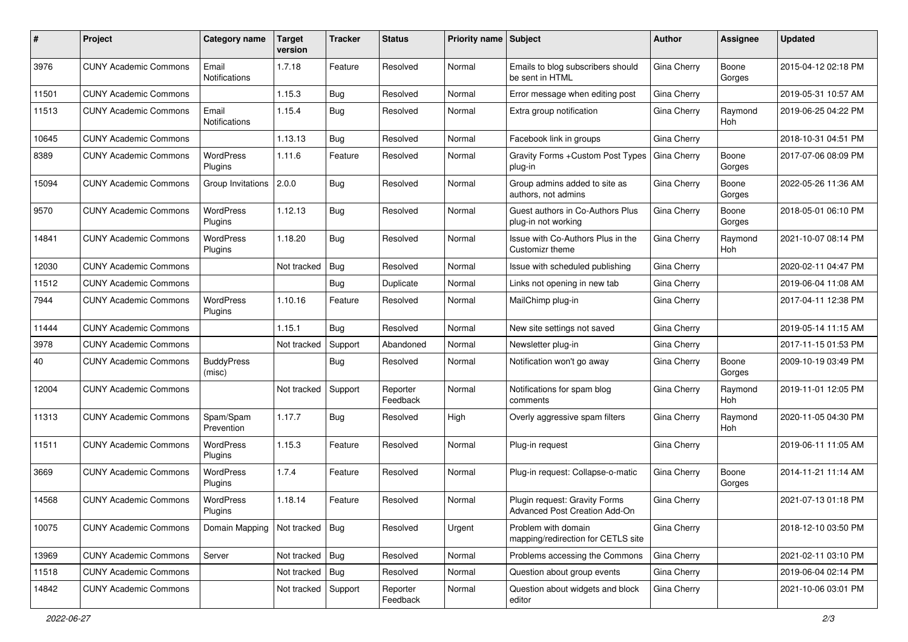| # | Project | Category name | Target version | Tracker | Status | Priority name | Subject | Author | Assignee | Updated |
|---|---|---|---|---|---|---|---|---|---|---|
| 3976 | CUNY Academic Commons | Email Notifications | 1.7.18 | Feature | Resolved | Normal | Emails to blog subscribers should be sent in HTML | Gina Cherry | Boone Gorges | 2015-04-12 02:18 PM |
| 11501 | CUNY Academic Commons | | 1.15.3 | Bug | Resolved | Normal | Error message when editing post | Gina Cherry | | 2019-05-31 10:57 AM |
| 11513 | CUNY Academic Commons | Email Notifications | 1.15.4 | Bug | Resolved | Normal | Extra group notification | Gina Cherry | Raymond Hoh | 2019-06-25 04:22 PM |
| 10645 | CUNY Academic Commons | | 1.13.13 | Bug | Resolved | Normal | Facebook link in groups | Gina Cherry | | 2018-10-31 04:51 PM |
| 8389 | CUNY Academic Commons | WordPress Plugins | 1.11.6 | Feature | Resolved | Normal | Gravity Forms +Custom Post Types plug-in | Gina Cherry | Boone Gorges | 2017-07-06 08:09 PM |
| 15094 | CUNY Academic Commons | Group Invitations | 2.0.0 | Bug | Resolved | Normal | Group admins added to site as authors, not admins | Gina Cherry | Boone Gorges | 2022-05-26 11:36 AM |
| 9570 | CUNY Academic Commons | WordPress Plugins | 1.12.13 | Bug | Resolved | Normal | Guest authors in Co-Authors Plus plug-in not working | Gina Cherry | Boone Gorges | 2018-05-01 06:10 PM |
| 14841 | CUNY Academic Commons | WordPress Plugins | 1.18.20 | Bug | Resolved | Normal | Issue with Co-Authors Plus in the Customizr theme | Gina Cherry | Raymond Hoh | 2021-10-07 08:14 PM |
| 12030 | CUNY Academic Commons | | Not tracked | Bug | Resolved | Normal | Issue with scheduled publishing | Gina Cherry | | 2020-02-11 04:47 PM |
| 11512 | CUNY Academic Commons | | | Bug | Duplicate | Normal | Links not opening in new tab | Gina Cherry | | 2019-06-04 11:08 AM |
| 7944 | CUNY Academic Commons | WordPress Plugins | 1.10.16 | Feature | Resolved | Normal | MailChimp plug-in | Gina Cherry | | 2017-04-11 12:38 PM |
| 11444 | CUNY Academic Commons | | 1.15.1 | Bug | Resolved | Normal | New site settings not saved | Gina Cherry | | 2019-05-14 11:15 AM |
| 3978 | CUNY Academic Commons | | Not tracked | Support | Abandoned | Normal | Newsletter plug-in | Gina Cherry | | 2017-11-15 01:53 PM |
| 40 | CUNY Academic Commons | BuddyPress (misc) | | Bug | Resolved | Normal | Notification won't go away | Gina Cherry | Boone Gorges | 2009-10-19 03:49 PM |
| 12004 | CUNY Academic Commons | | Not tracked | Support | Reporter Feedback | Normal | Notifications for spam blog comments | Gina Cherry | Raymond Hoh | 2019-11-01 12:05 PM |
| 11313 | CUNY Academic Commons | Spam/Spam Prevention | 1.17.7 | Bug | Resolved | High | Overly aggressive spam filters | Gina Cherry | Raymond Hoh | 2020-11-05 04:30 PM |
| 11511 | CUNY Academic Commons | WordPress Plugins | 1.15.3 | Feature | Resolved | Normal | Plug-in request | Gina Cherry | | 2019-06-11 11:05 AM |
| 3669 | CUNY Academic Commons | WordPress Plugins | 1.7.4 | Feature | Resolved | Normal | Plug-in request: Collapse-o-matic | Gina Cherry | Boone Gorges | 2014-11-21 11:14 AM |
| 14568 | CUNY Academic Commons | WordPress Plugins | 1.18.14 | Feature | Resolved | Normal | Plugin request: Gravity Forms Advanced Post Creation Add-On | Gina Cherry | | 2021-07-13 01:18 PM |
| 10075 | CUNY Academic Commons | Domain Mapping | Not tracked | Bug | Resolved | Urgent | Problem with domain mapping/redirection for CETLS site | Gina Cherry | | 2018-12-10 03:50 PM |
| 13969 | CUNY Academic Commons | Server | Not tracked | Bug | Resolved | Normal | Problems accessing the Commons | Gina Cherry | | 2021-02-11 03:10 PM |
| 11518 | CUNY Academic Commons | | Not tracked | Bug | Resolved | Normal | Question about group events | Gina Cherry | | 2019-06-04 02:14 PM |
| 14842 | CUNY Academic Commons | | Not tracked | Support | Reporter Feedback | Normal | Question about widgets and block editor | Gina Cherry | | 2021-10-06 03:01 PM |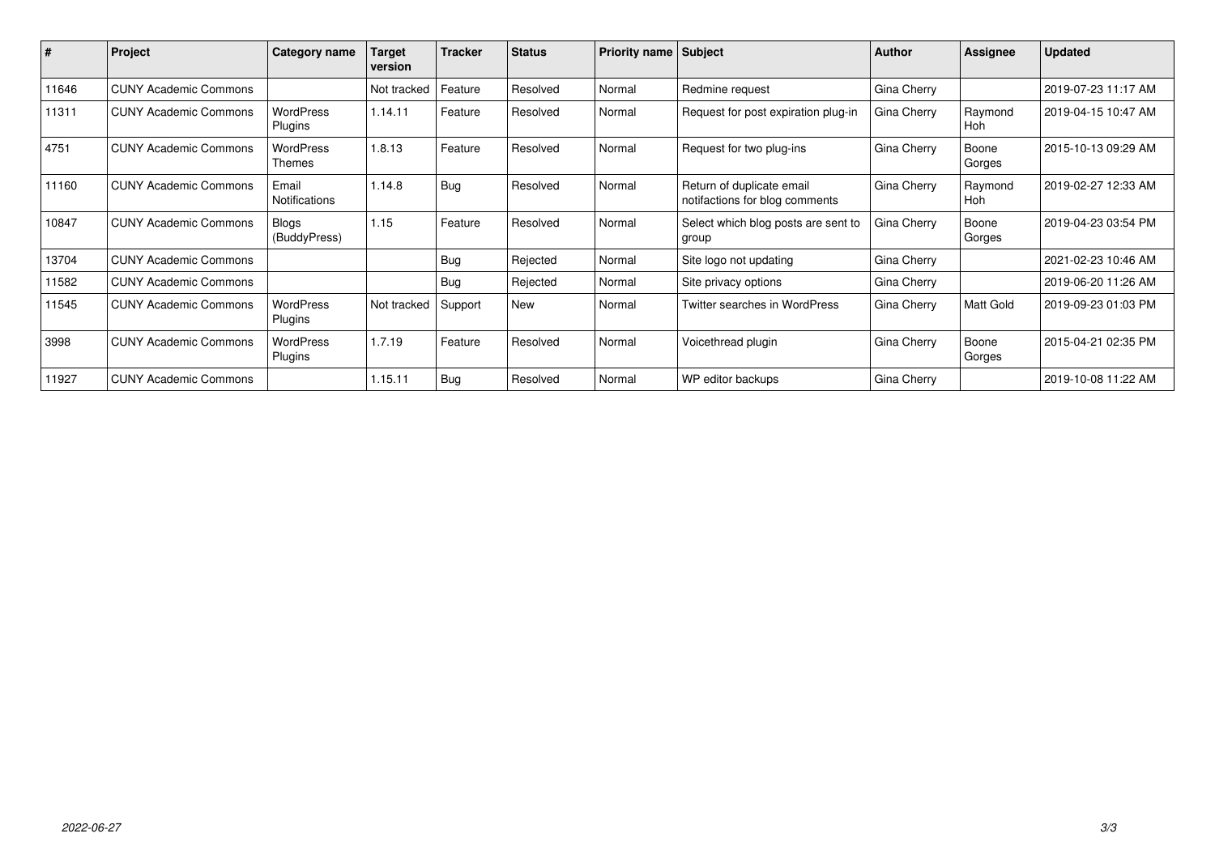| # | Project | Category name | Target version | Tracker | Status | Priority name | Subject | Author | Assignee | Updated |
|---|---|---|---|---|---|---|---|---|---|---|
| 11646 | CUNY Academic Commons | | Not tracked | Feature | Resolved | Normal | Redmine request | Gina Cherry | | 2019-07-23 11:17 AM |
| 11311 | CUNY Academic Commons | WordPress Plugins | 1.14.11 | Feature | Resolved | Normal | Request for post expiration plug-in | Gina Cherry | Raymond Hoh | 2019-04-15 10:47 AM |
| 4751 | CUNY Academic Commons | WordPress Themes | 1.8.13 | Feature | Resolved | Normal | Request for two plug-ins | Gina Cherry | Boone Gorges | 2015-10-13 09:29 AM |
| 11160 | CUNY Academic Commons | Email Notifications | 1.14.8 | Bug | Resolved | Normal | Return of duplicate email notifactions for blog comments | Gina Cherry | Raymond Hoh | 2019-02-27 12:33 AM |
| 10847 | CUNY Academic Commons | Blogs (BuddyPress) | 1.15 | Feature | Resolved | Normal | Select which blog posts are sent to group | Gina Cherry | Boone Gorges | 2019-04-23 03:54 PM |
| 13704 | CUNY Academic Commons | | | Bug | Rejected | Normal | Site logo not updating | Gina Cherry | | 2021-02-23 10:46 AM |
| 11582 | CUNY Academic Commons | | | Bug | Rejected | Normal | Site privacy options | Gina Cherry | | 2019-06-20 11:26 AM |
| 11545 | CUNY Academic Commons | WordPress Plugins | Not tracked | Support | New | Normal | Twitter searches in WordPress | Gina Cherry | Matt Gold | 2019-09-23 01:03 PM |
| 3998 | CUNY Academic Commons | WordPress Plugins | 1.7.19 | Feature | Resolved | Normal | Voicethread plugin | Gina Cherry | Boone Gorges | 2015-04-21 02:35 PM |
| 11927 | CUNY Academic Commons | | 1.15.11 | Bug | Resolved | Normal | WP editor backups | Gina Cherry | | 2019-10-08 11:22 AM |